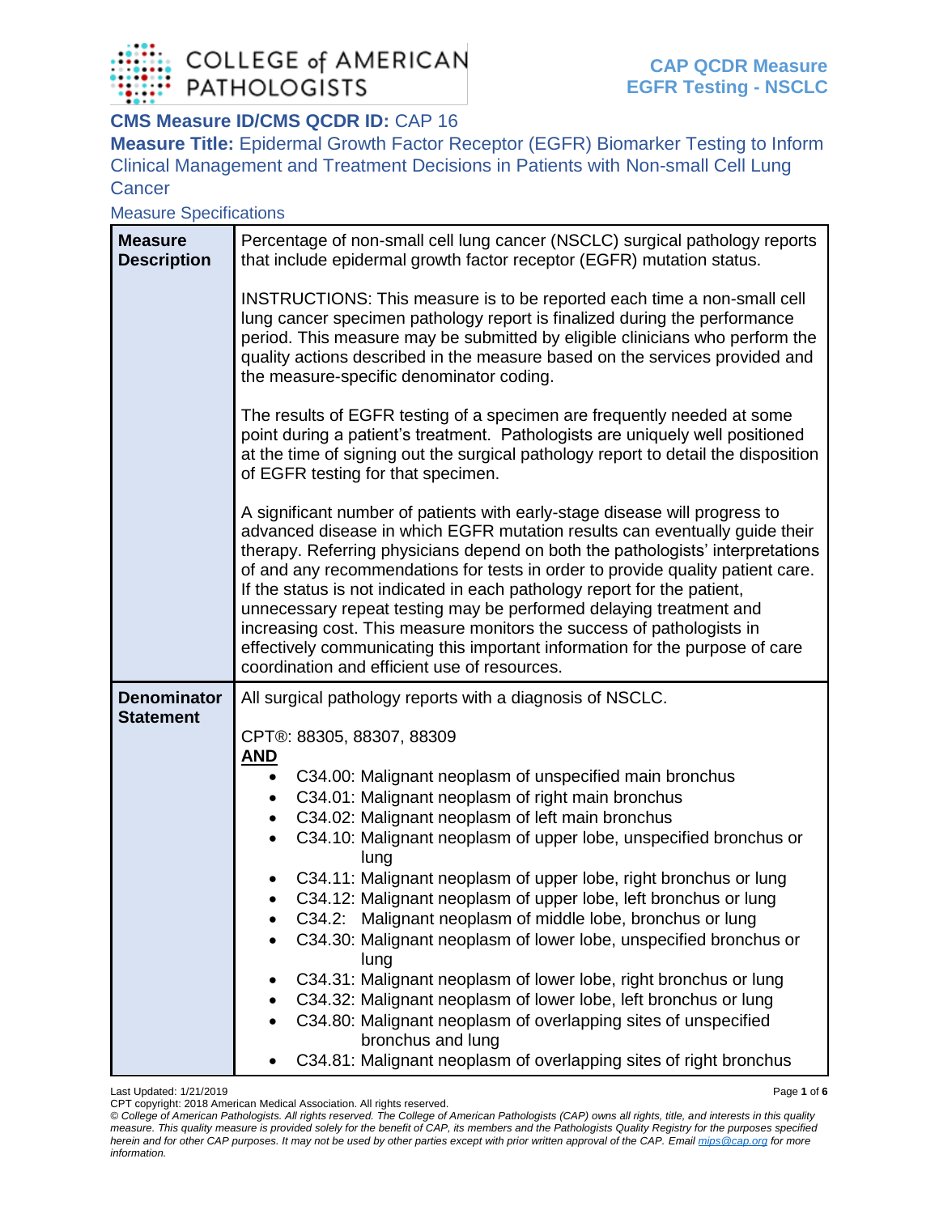# CMS Measure ID/CMS QCDR ID: CAP 16

## Measure Title: Epidermal Growth Factor Receptor (EGFR) Biomarker Testing to Inform Clinical Management and Treatment Decisions in Patients with Non-small Cell Lung Cancer

### Measure Specifications

| | |
|---|---|
| **Measure Description** | Percentage of non-small cell lung cancer (NSCLC) surgical pathology reports that include epidermal growth factor receptor (EGFR) mutation status.<br><br>INSTRUCTIONS: This measure is to be reported each time a non-small cell lung cancer specimen pathology report is finalized during the performance period. This measure may be submitted by eligible clinicians who perform the quality actions described in the measure based on the services provided and the measure-specific denominator coding.<br><br>The results of EGFR testing of a specimen are frequently needed at some point during a patient's treatment. Pathologists are uniquely well positioned at the time of signing out the surgical pathology report to detail the disposition of EGFR testing for that specimen.<br><br>A significant number of patients with early-stage disease will progress to advanced disease in which EGFR mutation results can eventually guide their therapy. Referring physicians depend on both the pathologists' interpretations of and any recommendations for tests in order to provide quality patient care. If the status is not indicated in each pathology report for the patient, unnecessary repeat testing may be performed delaying treatment and increasing cost. This measure monitors the success of pathologists in effectively communicating this important information for the purpose of care coordination and efficient use of resources. |
| **Denominator Statement** | All surgical pathology reports with a diagnosis of NSCLC.<br><br>CPT®: 88305, 88307, 88309<br>**AND**<br>• C34.00: Malignant neoplasm of unspecified main bronchus<br>• C34.01: Malignant neoplasm of right main bronchus<br>• C34.02: Malignant neoplasm of left main bronchus<br>• C34.10: Malignant neoplasm of upper lobe, unspecified bronchus or lung<br>• C34.11: Malignant neoplasm of upper lobe, right bronchus or lung<br>• C34.12: Malignant neoplasm of upper lobe, left bronchus or lung<br>• C34.2: Malignant neoplasm of middle lobe, bronchus or lung<br>• C34.30: Malignant neoplasm of lower lobe, unspecified bronchus or lung<br>• C34.31: Malignant neoplasm of lower lobe, right bronchus or lung<br>• C34.32: Malignant neoplasm of lower lobe, left bronchus or lung<br>• C34.80: Malignant neoplasm of overlapping sites of unspecified bronchus and lung<br>• C34.81: Malignant neoplasm of overlapping sites of right bronchus |

Last Updated: 1/21/2019

CPT copyright: 2018 American Medical Association. All rights reserved.

*© College of American Pathologists. All rights reserved. The College of American Pathologists (CAP) owns all rights, title, and interests in this quality measure. This quality measure is provided solely for the benefit of CAP, its members and the Pathologists Quality Registry for the purposes specified herein and for other CAP purposes. It may not be used by other parties except with prior written approval of the CAP. Email mips@cap.org for more information.*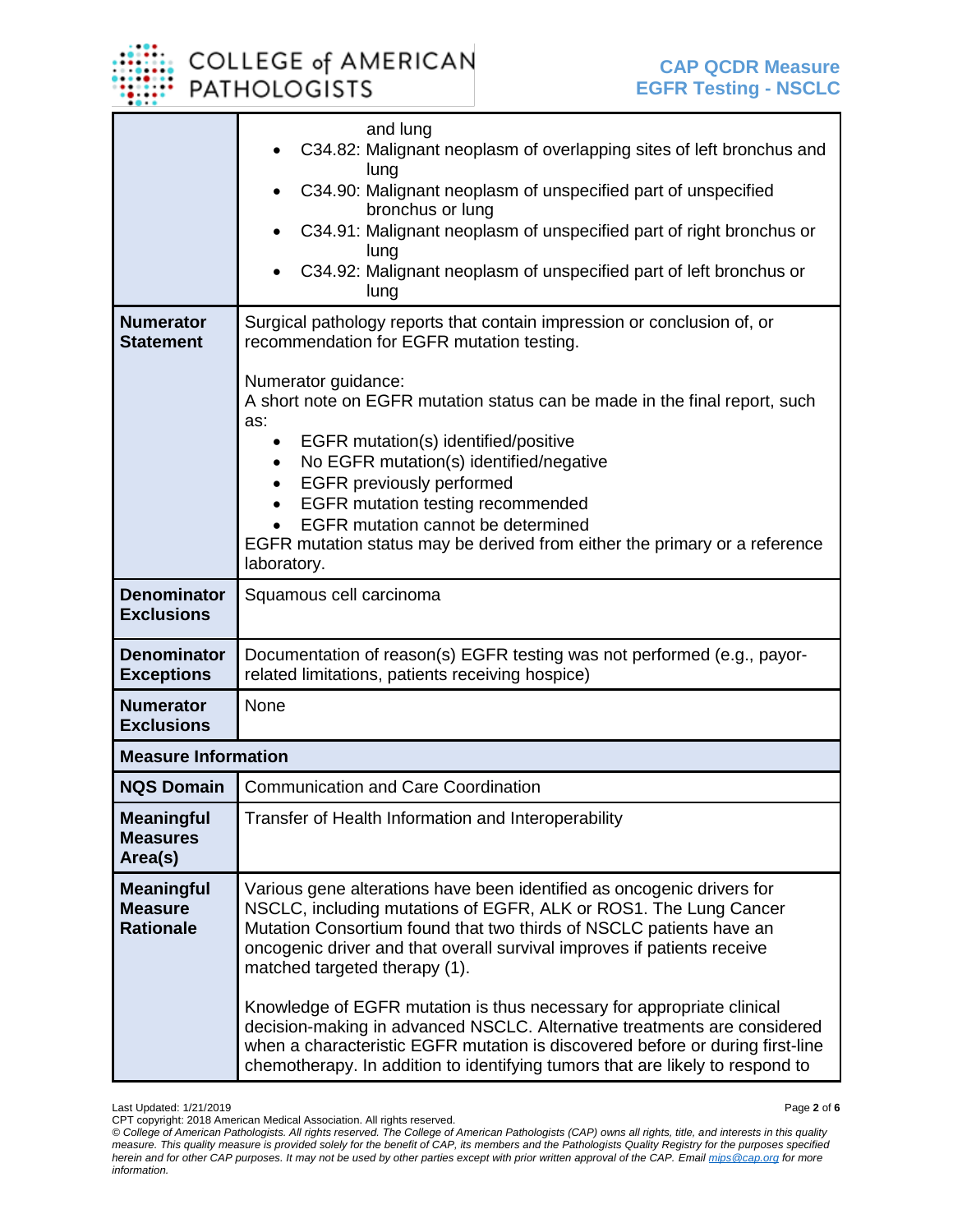| | |
|---|---|
| | and lung<br>• C34.82: Malignant neoplasm of overlapping sites of left bronchus and lung<br>• C34.90: Malignant neoplasm of unspecified part of unspecified bronchus or lung<br>• C34.91: Malignant neoplasm of unspecified part of right bronchus or lung<br>• C34.92: Malignant neoplasm of unspecified part of left bronchus or lung |
| **Numerator Statement** | Surgical pathology reports that contain impression or conclusion of, or recommendation for EGFR mutation testing.<br><br>Numerator guidance:<br>A short note on EGFR mutation status can be made in the final report, such as:<br>• EGFR mutation(s) identified/positive<br>• No EGFR mutation(s) identified/negative<br>• EGFR previously performed<br>• EGFR mutation testing recommended<br>• EGFR mutation cannot be determined<br>EGFR mutation status may be derived from either the primary or a reference laboratory. |
| **Denominator Exclusions** | Squamous cell carcinoma |
| **Denominator Exceptions** | Documentation of reason(s) EGFR testing was not performed (e.g., payor-related limitations, patients receiving hospice) |
| **Numerator Exclusions** | None |
| **Measure Information** | |
| **NQS Domain** | Communication and Care Coordination |
| **Meaningful Measures Area(s)** | Transfer of Health Information and Interoperability |
| **Meaningful Measure Rationale** | Various gene alterations have been identified as oncogenic drivers for NSCLC, including mutations of EGFR, ALK or ROS1. The Lung Cancer Mutation Consortium found that two thirds of NSCLC patients have an oncogenic driver and that overall survival improves if patients receive matched targeted therapy (1).<br><br>Knowledge of EGFR mutation is thus necessary for appropriate clinical decision-making in advanced NSCLC. Alternative treatments are considered when a characteristic EGFR mutation is discovered before or during first-line chemotherapy. In addition to identifying tumors that are likely to respond to |

Last Updated: 1/21/2019
CPT copyright: 2018 American Medical Association. All rights reserved.
*© College of American Pathologists. All rights reserved. The College of American Pathologists (CAP) owns all rights, title, and interests in this quality measure. This quality measure is provided solely for the benefit of CAP, its members and the Pathologists Quality Registry for the purposes specified herein and for other CAP purposes. It may not be used by other parties except with prior written approval of the CAP. Email mips@cap.org for more information.*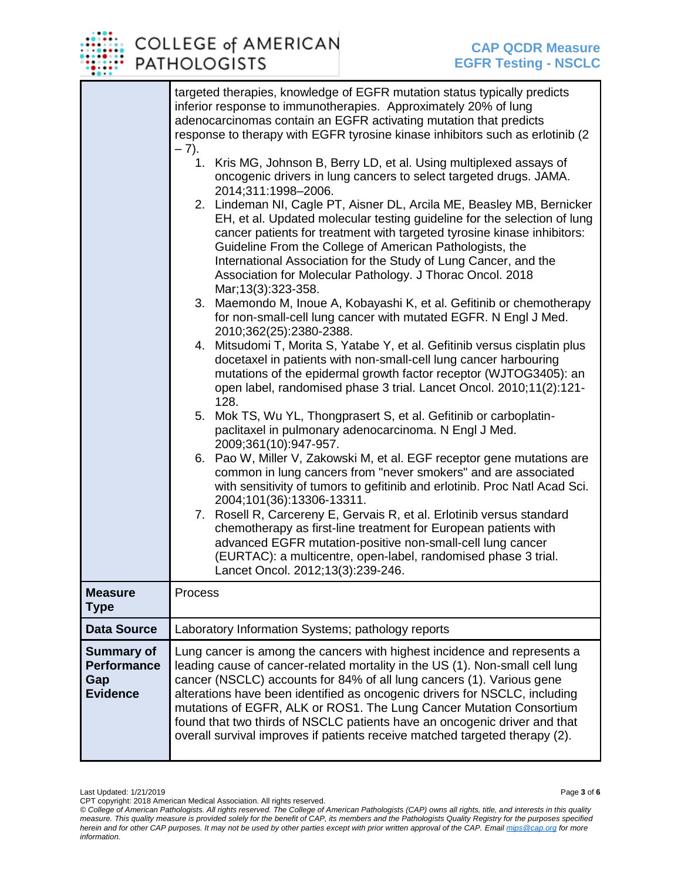| | |
|---|---|
| | targeted therapies, knowledge of EGFR mutation status typically predicts inferior response to immunotherapies. Approximately 20% of lung adenocarcinomas contain an EGFR activating mutation that predicts response to therapy with EGFR tyrosine kinase inhibitors such as erlotinib (2 – 7).<br>1. Kris MG, Johnson B, Berry LD, et al. Using multiplexed assays of oncogenic drivers in lung cancers to select targeted drugs. JAMA. 2014;311:1998–2006.<br>2. Lindeman NI, Cagle PT, Aisner DL, Arcila ME, Beasley MB, Bernicker EH, et al. Updated molecular testing guideline for the selection of lung cancer patients for treatment with targeted tyrosine kinase inhibitors: Guideline From the College of American Pathologists, the International Association for the Study of Lung Cancer, and the Association for Molecular Pathology. J Thorac Oncol. 2018 Mar;13(3):323-358.<br>3. Maemondo M, Inoue A, Kobayashi K, et al. Gefitinib or chemotherapy for non-small-cell lung cancer with mutated EGFR. N Engl J Med. 2010;362(25):2380-2388.<br>4. Mitsudomi T, Morita S, Yatabe Y, et al. Gefitinib versus cisplatin plus docetaxel in patients with non-small-cell lung cancer harbouring mutations of the epidermal growth factor receptor (WJTOG3405): an open label, randomised phase 3 trial. Lancet Oncol. 2010;11(2):121-128.<br>5. Mok TS, Wu YL, Thongprasert S, et al. Gefitinib or carboplatin-paclitaxel in pulmonary adenocarcinoma. N Engl J Med. 2009;361(10):947-957.<br>6. Pao W, Miller V, Zakowski M, et al. EGF receptor gene mutations are common in lung cancers from "never smokers" and are associated with sensitivity of tumors to gefitinib and erlotinib. Proc Natl Acad Sci. 2004;101(36):13306-13311.<br>7. Rosell R, Carcereny E, Gervais R, et al. Erlotinib versus standard chemotherapy as first-line treatment for European patients with advanced EGFR mutation-positive non-small-cell lung cancer (EURTAC): a multicentre, open-label, randomised phase 3 trial. Lancet Oncol. 2012;13(3):239-246. |
| **Measure Type** | Process |
| **Data Source** | Laboratory Information Systems; pathology reports |
| **Summary of Performance Gap Evidence** | Lung cancer is among the cancers with highest incidence and represents a leading cause of cancer-related mortality in the US (1). Non-small cell lung cancer (NSCLC) accounts for 84% of all lung cancers (1). Various gene alterations have been identified as oncogenic drivers for NSCLC, including mutations of EGFR, ALK or ROS1. The Lung Cancer Mutation Consortium found that two thirds of NSCLC patients have an oncogenic driver and that overall survival improves if patients receive matched targeted therapy (2). |

Last Updated: 1/21/2019

CPT copyright: 2018 American Medical Association. All rights reserved.

*© College of American Pathologists. All rights reserved. The College of American Pathologists (CAP) owns all rights, title, and interests in this quality measure. This quality measure is provided solely for the benefit of CAP, its members and the Pathologists Quality Registry for the purposes specified herein and for other CAP purposes. It may not be used by other parties except with prior written approval of the CAP. Email mips@cap.org for more information.*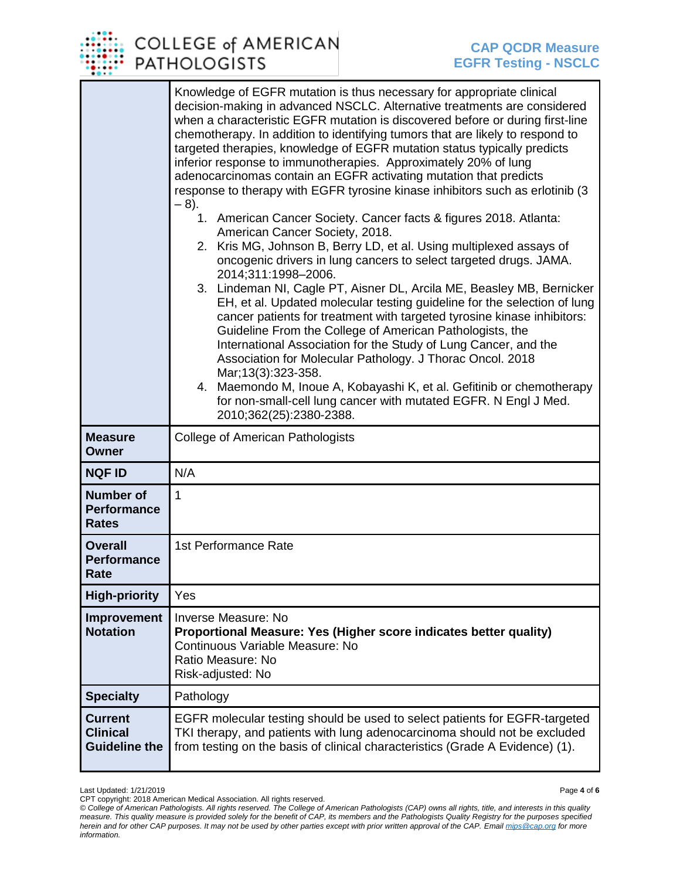| | |
|---|---|
| | Knowledge of EGFR mutation is thus necessary for appropriate clinical decision-making in advanced NSCLC. Alternative treatments are considered when a characteristic EGFR mutation is discovered before or during first-line chemotherapy. In addition to identifying tumors that are likely to respond to targeted therapies, knowledge of EGFR mutation status typically predicts inferior response to immunotherapies. Approximately 20% of lung adenocarcinomas contain an EGFR activating mutation that predicts response to therapy with EGFR tyrosine kinase inhibitors such as erlotinib (3 – 8).<br>1. American Cancer Society. Cancer facts & figures 2018. Atlanta: American Cancer Society, 2018.<br>2. Kris MG, Johnson B, Berry LD, et al. Using multiplexed assays of oncogenic drivers in lung cancers to select targeted drugs. JAMA. 2014;311:1998–2006.<br>3. Lindeman NI, Cagle PT, Aisner DL, Arcila ME, Beasley MB, Bernicker EH, et al. Updated molecular testing guideline for the selection of lung cancer patients for treatment with targeted tyrosine kinase inhibitors: Guideline From the College of American Pathologists, the International Association for the Study of Lung Cancer, and the Association for Molecular Pathology. J Thorac Oncol. 2018 Mar;13(3):323-358.<br>4. Maemondo M, Inoue A, Kobayashi K, et al. Gefitinib or chemotherapy for non-small-cell lung cancer with mutated EGFR. N Engl J Med. 2010;362(25):2380-2388. |
| **Measure Owner** | College of American Pathologists |
| **NQF ID** | N/A |
| **Number of Performance Rates** | 1 |
| **Overall Performance Rate** | 1st Performance Rate |
| **High-priority** | Yes |
| **Improvement Notation** | Inverse Measure: No<br>**Proportional Measure: Yes (Higher score indicates better quality)**<br>Continuous Variable Measure: No<br>Ratio Measure: No<br>Risk-adjusted: No |
| **Specialty** | Pathology |
| **Current Clinical Guideline the** | EGFR molecular testing should be used to select patients for EGFR-targeted TKI therapy, and patients with lung adenocarcinoma should not be excluded from testing on the basis of clinical characteristics (Grade A Evidence) (1). |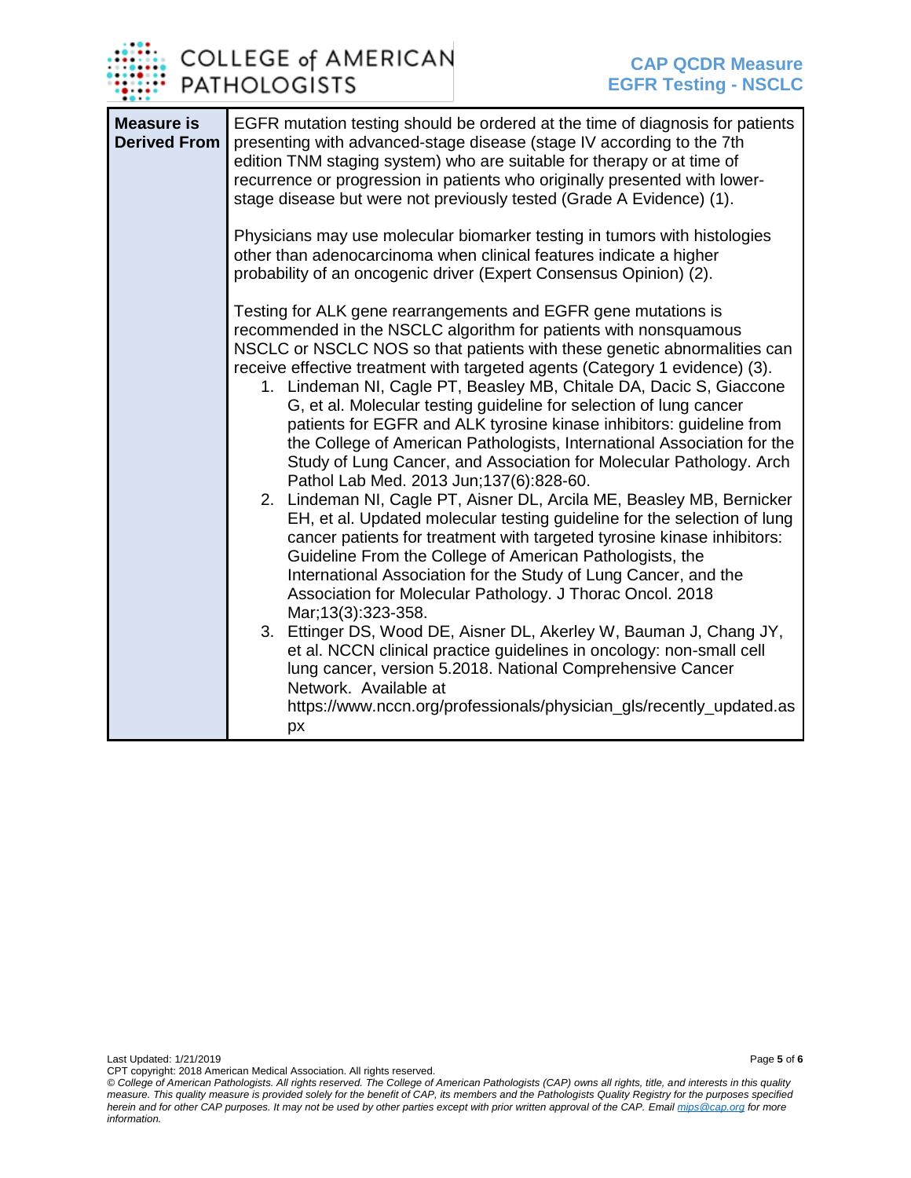| Measure is Derived From | EGFR mutation testing should be ordered at the time of diagnosis for patients presenting with advanced-stage disease (stage IV according to the 7th edition TNM staging system) who are suitable for therapy or at time of recurrence or progression in patients who originally presented with lower-stage disease but were not previously tested (Grade A Evidence) (1).<br><br>Physicians may use molecular biomarker testing in tumors with histologies other than adenocarcinoma when clinical features indicate a higher probability of an oncogenic driver (Expert Consensus Opinion) (2).<br><br>Testing for ALK gene rearrangements and EGFR gene mutations is recommended in the NSCLC algorithm for patients with nonsquamous NSCLC or NSCLC NOS so that patients with these genetic abnormalities can receive effective treatment with targeted agents (Category 1 evidence) (3).<br>1. Lindeman NI, Cagle PT, Beasley MB, Chitale DA, Dacic S, Giaccone G, et al. Molecular testing guideline for selection of lung cancer patients for EGFR and ALK tyrosine kinase inhibitors: guideline from the College of American Pathologists, International Association for the Study of Lung Cancer, and Association for Molecular Pathology. Arch Pathol Lab Med. 2013 Jun;137(6):828-60.<br>2. Lindeman NI, Cagle PT, Aisner DL, Arcila ME, Beasley MB, Bernicker EH, et al. Updated molecular testing guideline for the selection of lung cancer patients for treatment with targeted tyrosine kinase inhibitors: Guideline From the College of American Pathologists, the International Association for the Study of Lung Cancer, and the Association for Molecular Pathology. J Thorac Oncol. 2018 Mar;13(3):323-358.<br>3. Ettinger DS, Wood DE, Aisner DL, Akerley W, Bauman J, Chang JY, et al. NCCN clinical practice guidelines in oncology: non-small cell lung cancer, version 5.2018. National Comprehensive Cancer Network. Available at https://www.nccn.org/professionals/physician_gls/recently_updated.aspx |
|---|---|

Last Updated: 1/21/2019
CPT copyright: 2018 American Medical Association. All rights reserved.
*© College of American Pathologists. All rights reserved. The College of American Pathologists (CAP) owns all rights, title, and interests in this quality measure. This quality measure is provided solely for the benefit of CAP, its members and the Pathologists Quality Registry for the purposes specified herein and for other CAP purposes. It may not be used by other parties except with prior written approval of the CAP. Email mips@cap.org for more information.*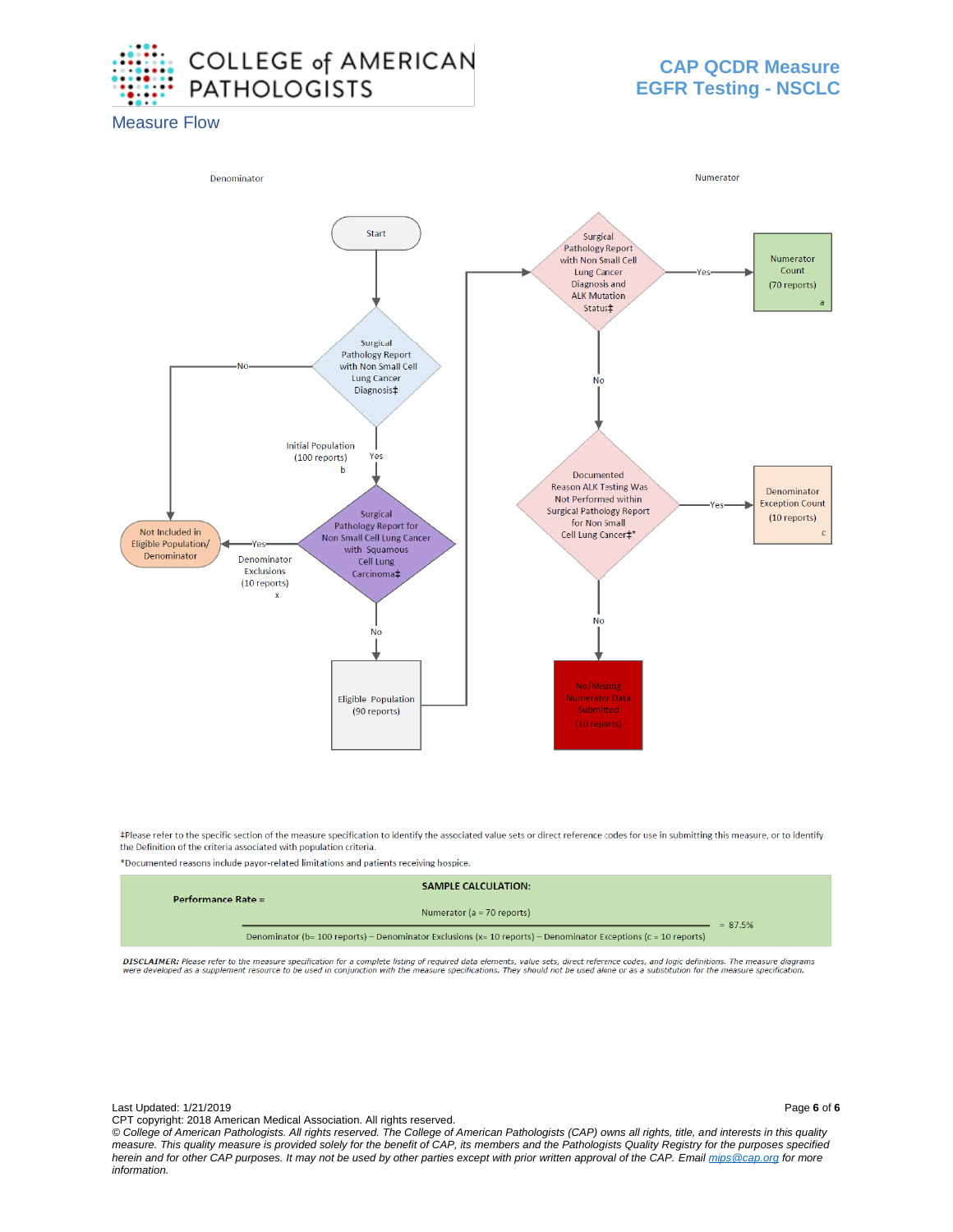# Measure Flow

CAP QCDR Measure
EGFR Testing - NSCLC

Denominator

Numerator

Start

Surgical Pathology Report with Non Small Cell Lung Cancer Diagnosis‡

No

Not Included in Eligible Population/ Denominator

Initial Population (100 reports) b

Yes

Surgical Pathology Report for Non Small Cell Lung Cancer with Squamous Cell Lung Carcinoma‡

Yes

Denominator Exclusions (10 reports) x

No

Eligible Population (90 reports)

Surgical Pathology Report with Non Small Cell Lung Cancer Diagnosis and ALK Mutation Status‡

Yes

Numerator Count (70 reports) a

No

Documented Reason ALK Testing Was Not Performed within Surgical Pathology Report for Non Small Cell Lung Cancer‡*

Yes

Denominator Exception Count (10 reports) c

No

No/Missing Numerator Data Submitted (10 reports)

‡Please refer to the specific section of the measure specification to identify the associated value sets or direct reference codes for use in submitting this measure, or to identify the Definition of the criteria associated with population criteria.

*Documented reasons include payor-related limitations and patients receiving hospice.

**SAMPLE CALCULATION:**

**Performance Rate =**

$$\frac{\text{Numerator (a = 70 reports)}}{\text{Denominator (b= 100 reports) – Denominator Exclusions (x= 10 reports) – Denominator Exceptions (c = 10 reports)}} = 87.5\%$$

***DISCLAIMER:*** *Please refer to the measure specification for a complete listing of required data elements, value sets, direct reference codes, and logic definitions. The measure diagrams were developed as a supplement resource to be used in conjunction with the measure specifications. They should not be used alone or as a substitution for the measure specification.*

Last Updated: 1/21/2019

CPT copyright: 2018 American Medical Association. All rights reserved.

*© College of American Pathologists. All rights reserved. The College of American Pathologists (CAP) owns all rights, title, and interests in this quality measure. This quality measure is provided solely for the benefit of CAP, its members and the Pathologists Quality Registry for the purposes specified herein and for other CAP purposes. It may not be used by other parties except with prior written approval of the CAP. Email mips@cap.org for more information.*